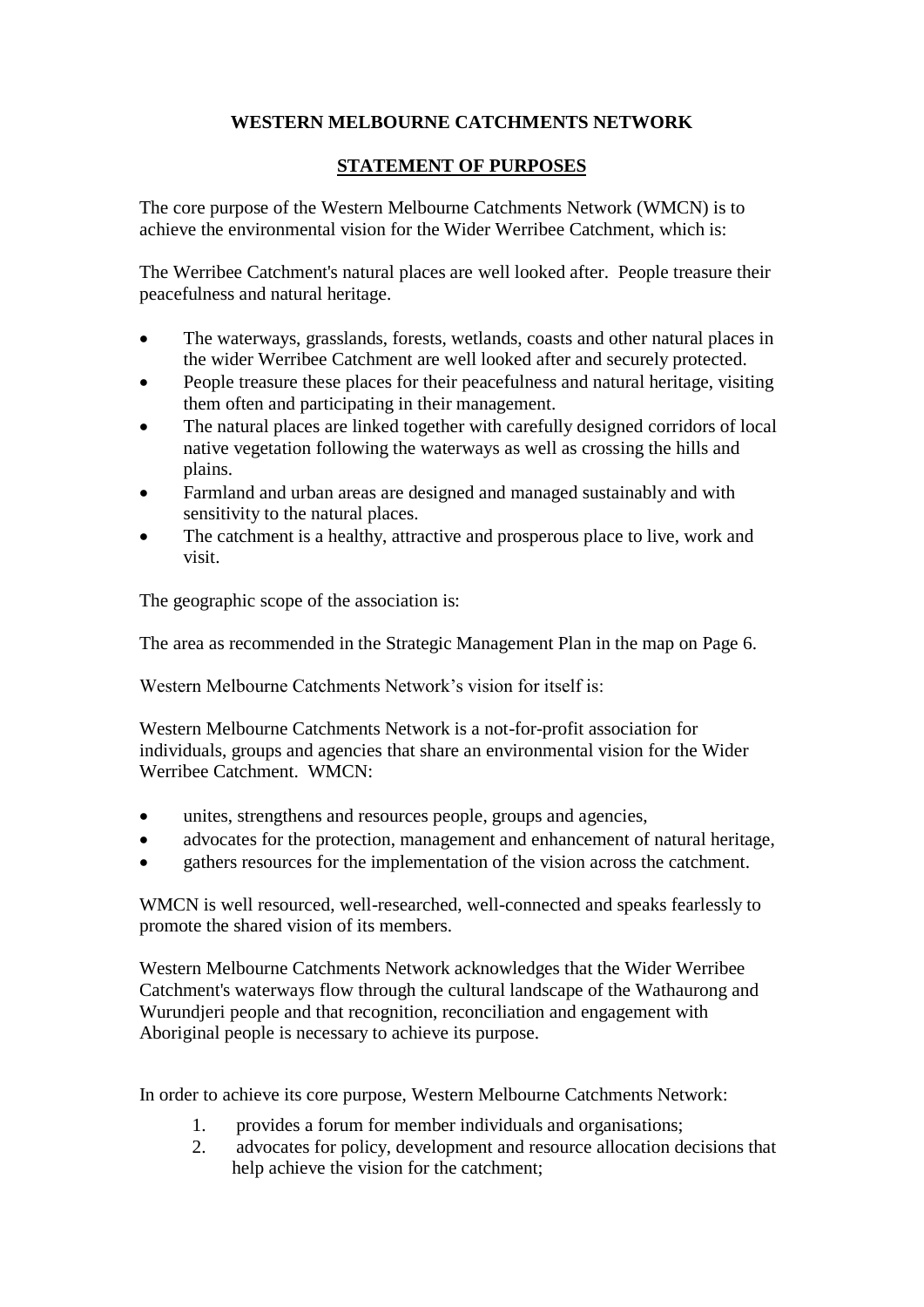# WESTERN MELBOURNE CATCHMENTS NETWORK

## STATEMENT OF PURPOSES

The core purpose of the Western Melbourne Catchments Network (WMCN) is to achieve the environmental vision for the Wider Werribee Catchment, which is:

The Werribee Catchment's natural places are well looked after. People treasure their peacefulness and natural heritage.

- The waterways, grasslands, forests, wetlands, coasts and other natural places in the wider Werribee Catchment are well looked after and securely protected.
- People treasure these places for their peacefulness and natural heritage, visiting them often and participating in their management.
- The natural places are linked together with carefully designed corridors of local native vegetation following the waterways as well as crossing the hills and plains.
- Farmland and urban areas are designed and managed sustainably and with sensitivity to the natural places.
- The catchment is a healthy, attractive and prosperous place to live, work and visit.

The geographic scope of the association is:

The area as recommended in the Strategic Management Plan in the map on Page 6.

Western Melbourne Catchments Network's vision for itself is:

Western Melbourne Catchments Network is a not-for-profit association for individuals, groups and agencies that share an environmental vision for the Wider Werribee Catchment. WMCN:

- unites, strengthens and resources people, groups and agencies,
- advocates for the protection, management and enhancement of natural heritage,
- gathers resources for the implementation of the vision across the catchment.

WMCN is well resourced, well-researched, well-connected and speaks fearlessly to promote the shared vision of its members.

Western Melbourne Catchments Network acknowledges that the Wider Werribee Catchment's waterways flow through the cultural landscape of the Wathaurong and Wurundjeri people and that recognition, reconciliation and engagement with Aboriginal people is necessary to achieve its purpose.

In order to achieve its core purpose, Western Melbourne Catchments Network:

1. provides a forum for member individuals and organisations;
2. advocates for policy, development and resource allocation decisions that help achieve the vision for the catchment;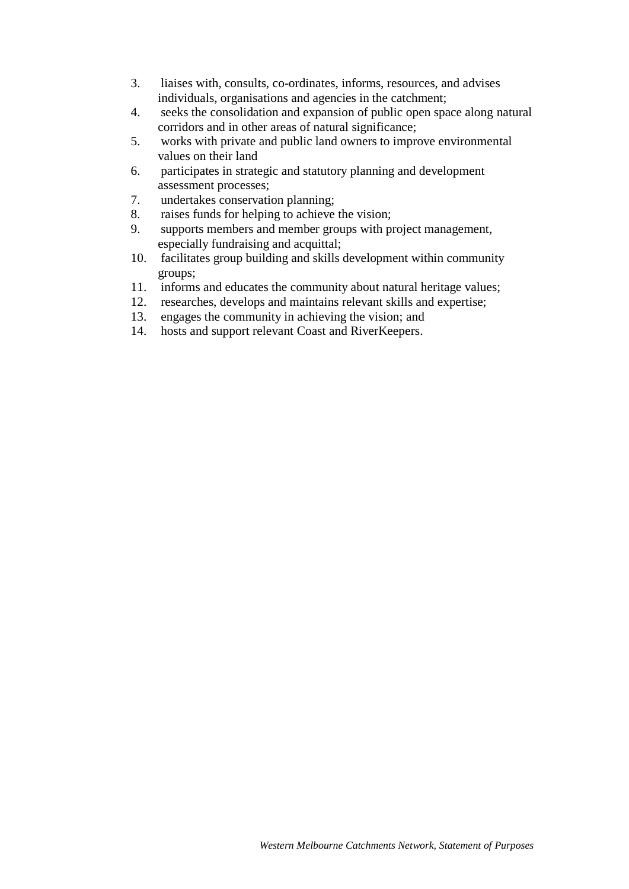3. liaises with, consults, co-ordinates, informs, resources, and advises individuals, organisations and agencies in the catchment;
4. seeks the consolidation and expansion of public open space along natural corridors and in other areas of natural significance;
5. works with private and public land owners to improve environmental values on their land
6. participates in strategic and statutory planning and development assessment processes;
7. undertakes conservation planning;
8. raises funds for helping to achieve the vision;
9. supports members and member groups with project management, especially fundraising and acquittal;
10. facilitates group building and skills development within community groups;
11. informs and educates the community about natural heritage values;
12. researches, develops and maintains relevant skills and expertise;
13. engages the community in achieving the vision; and
14. hosts and support relevant Coast and RiverKeepers.